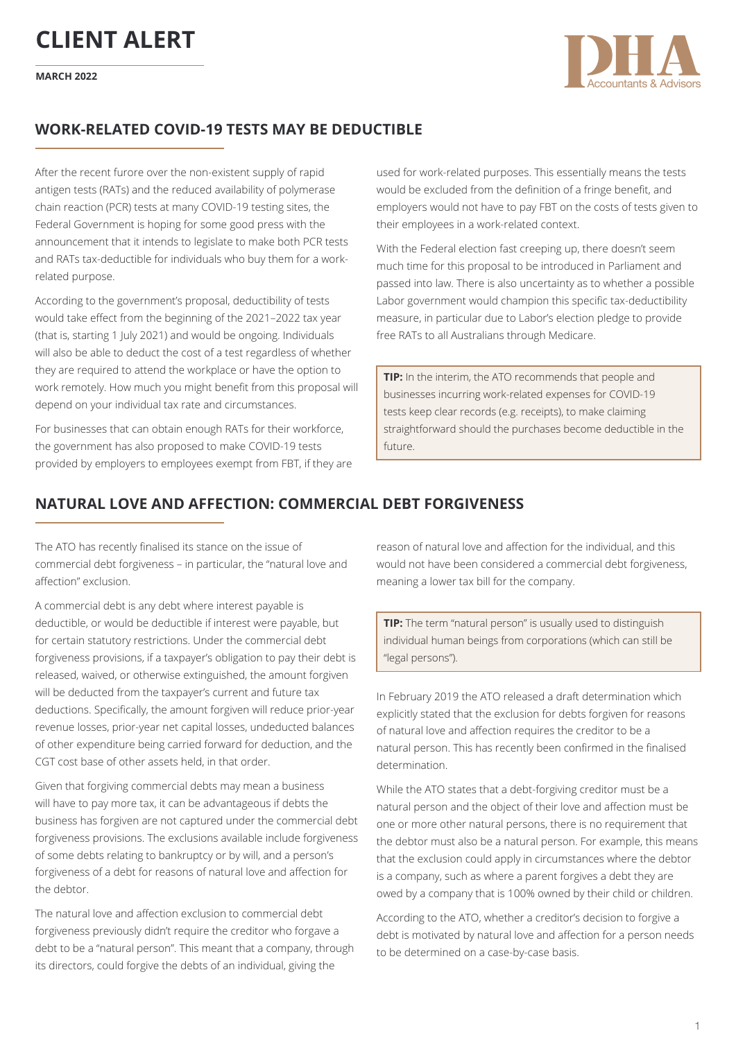# CLIENT ALERT

**MARCH 2022**

## WORK-RELATED COVID-19 TESTS MAY BE DEDUCTIBLE

After the recent furore over the non-existent supply of rapid antigen tests (RATs) and the reduced availability of polymerase chain reaction (PCR) tests at many COVID-19 testing sites, the Federal Government is hoping for some good press with the announcement that it intends to legislate to make both PCR tests and RATs tax-deductible for individuals who buy them for a work-related purpose.

According to the government's proposal, deductibility of tests would take effect from the beginning of the 2021–2022 tax year (that is, starting 1 July 2021) and would be ongoing. Individuals will also be able to deduct the cost of a test regardless of whether they are required to attend the workplace or have the option to work remotely. How much you might benefit from this proposal will depend on your individual tax rate and circumstances.

For businesses that can obtain enough RATs for their workforce, the government has also proposed to make COVID-19 tests provided by employers to employees exempt from FBT, if they are used for work-related purposes. This essentially means the tests would be excluded from the definition of a fringe benefit, and employers would not have to pay FBT on the costs of tests given to their employees in a work-related context.

With the Federal election fast creeping up, there doesn't seem much time for this proposal to be introduced in Parliament and passed into law. There is also uncertainty as to whether a possible Labor government would champion this specific tax-deductibility measure, in particular due to Labor's election pledge to provide free RATs to all Australians through Medicare.

**TIP:** In the interim, the ATO recommends that people and businesses incurring work-related expenses for COVID-19 tests keep clear records (e.g. receipts), to make claiming straightforward should the purchases become deductible in the future.

## NATURAL LOVE AND AFFECTION: COMMERCIAL DEBT FORGIVENESS

The ATO has recently finalised its stance on the issue of commercial debt forgiveness – in particular, the "natural love and affection" exclusion.

A commercial debt is any debt where interest payable is deductible, or would be deductible if interest were payable, but for certain statutory restrictions. Under the commercial debt forgiveness provisions, if a taxpayer's obligation to pay their debt is released, waived, or otherwise extinguished, the amount forgiven will be deducted from the taxpayer's current and future tax deductions. Specifically, the amount forgiven will reduce prior-year revenue losses, prior-year net capital losses, undeducted balances of other expenditure being carried forward for deduction, and the CGT cost base of other assets held, in that order.

Given that forgiving commercial debts may mean a business will have to pay more tax, it can be advantageous if debts the business has forgiven are not captured under the commercial debt forgiveness provisions. The exclusions available include forgiveness of some debts relating to bankruptcy or by will, and a person's forgiveness of a debt for reasons of natural love and affection for the debtor.

The natural love and affection exclusion to commercial debt forgiveness previously didn't require the creditor who forgave a debt to be a "natural person". This meant that a company, through its directors, could forgive the debts of an individual, giving the reason of natural love and affection for the individual, and this would not have been considered a commercial debt forgiveness, meaning a lower tax bill for the company.

**TIP:** The term "natural person" is usually used to distinguish individual human beings from corporations (which can still be "legal persons").

In February 2019 the ATO released a draft determination which explicitly stated that the exclusion for debts forgiven for reasons of natural love and affection requires the creditor to be a natural person. This has recently been confirmed in the finalised determination.

While the ATO states that a debt-forgiving creditor must be a natural person and the object of their love and affection must be one or more other natural persons, there is no requirement that the debtor must also be a natural person. For example, this means that the exclusion could apply in circumstances where the debtor is a company, such as where a parent forgives a debt they are owed by a company that is 100% owned by their child or children.

According to the ATO, whether a creditor's decision to forgive a debt is motivated by natural love and affection for a person needs to be determined on a case-by-case basis.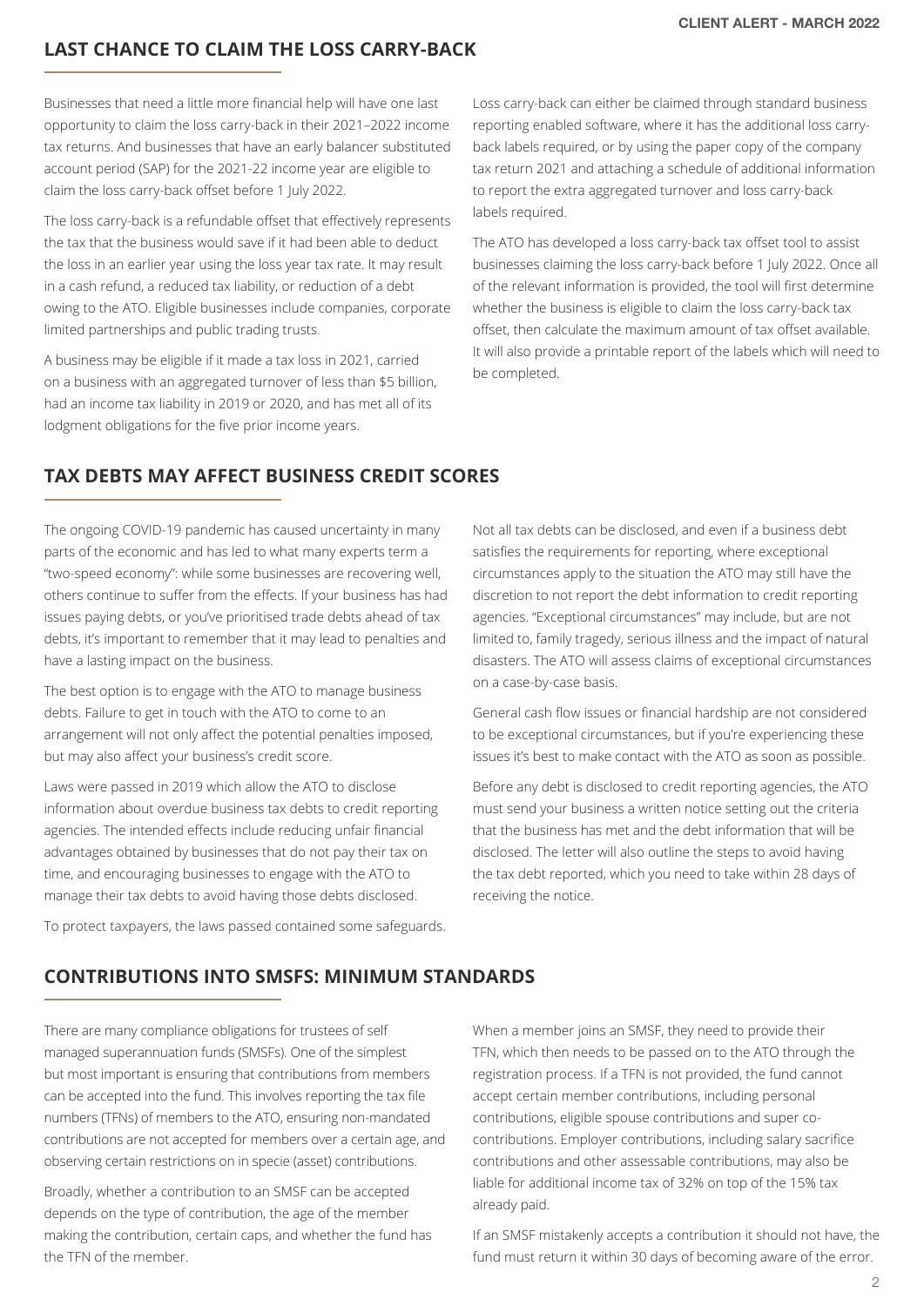## LAST CHANCE TO CLAIM THE LOSS CARRY-BACK

Businesses that need a little more financial help will have one last opportunity to claim the loss carry-back in their 2021–2022 income tax returns. And businesses that have an early balancer substituted account period (SAP) for the 2021-22 income year are eligible to claim the loss carry-back offset before 1 July 2022.

The loss carry-back is a refundable offset that effectively represents the tax that the business would save if it had been able to deduct the loss in an earlier year using the loss year tax rate. It may result in a cash refund, a reduced tax liability, or reduction of a debt owing to the ATO. Eligible businesses include companies, corporate limited partnerships and public trading trusts.

A business may be eligible if it made a tax loss in 2021, carried on a business with an aggregated turnover of less than $5 billion, had an income tax liability in 2019 or 2020, and has met all of its lodgment obligations for the five prior income years.

Loss carry-back can either be claimed through standard business reporting enabled software, where it has the additional loss carry-back labels required, or by using the paper copy of the company tax return 2021 and attaching a schedule of additional information to report the extra aggregated turnover and loss carry-back labels required.

The ATO has developed a loss carry-back tax offset tool to assist businesses claiming the loss carry-back before 1 July 2022. Once all of the relevant information is provided, the tool will first determine whether the business is eligible to claim the loss carry-back tax offset, then calculate the maximum amount of tax offset available. It will also provide a printable report of the labels which will need to be completed.

## TAX DEBTS MAY AFFECT BUSINESS CREDIT SCORES

The ongoing COVID-19 pandemic has caused uncertainty in many parts of the economic and has led to what many experts term a "two-speed economy": while some businesses are recovering well, others continue to suffer from the effects. If your business has had issues paying debts, or you've prioritised trade debts ahead of tax debts, it's important to remember that it may lead to penalties and have a lasting impact on the business.

The best option is to engage with the ATO to manage business debts. Failure to get in touch with the ATO to come to an arrangement will not only affect the potential penalties imposed, but may also affect your business's credit score.

Laws were passed in 2019 which allow the ATO to disclose information about overdue business tax debts to credit reporting agencies. The intended effects include reducing unfair financial advantages obtained by businesses that do not pay their tax on time, and encouraging businesses to engage with the ATO to manage their tax debts to avoid having those debts disclosed.

To protect taxpayers, the laws passed contained some safeguards.

Not all tax debts can be disclosed, and even if a business debt satisfies the requirements for reporting, where exceptional circumstances apply to the situation the ATO may still have the discretion to not report the debt information to credit reporting agencies. "Exceptional circumstances" may include, but are not limited to, family tragedy, serious illness and the impact of natural disasters. The ATO will assess claims of exceptional circumstances on a case-by-case basis.

General cash flow issues or financial hardship are not considered to be exceptional circumstances, but if you're experiencing these issues it's best to make contact with the ATO as soon as possible.

Before any debt is disclosed to credit reporting agencies, the ATO must send your business a written notice setting out the criteria that the business has met and the debt information that will be disclosed. The letter will also outline the steps to avoid having the tax debt reported, which you need to take within 28 days of receiving the notice.

## CONTRIBUTIONS INTO SMSFS: MINIMUM STANDARDS

There are many compliance obligations for trustees of self managed superannuation funds (SMSFs). One of the simplest but most important is ensuring that contributions from members can be accepted into the fund. This involves reporting the tax file numbers (TFNs) of members to the ATO, ensuring non-mandated contributions are not accepted for members over a certain age, and observing certain restrictions on in specie (asset) contributions.

Broadly, whether a contribution to an SMSF can be accepted depends on the type of contribution, the age of the member making the contribution, certain caps, and whether the fund has the TFN of the member.

When a member joins an SMSF, they need to provide their TFN, which then needs to be passed on to the ATO through the registration process. If a TFN is not provided, the fund cannot accept certain member contributions, including personal contributions, eligible spouse contributions and super co-contributions. Employer contributions, including salary sacrifice contributions and other assessable contributions, may also be liable for additional income tax of 32% on top of the 15% tax already paid.

If an SMSF mistakenly accepts a contribution it should not have, the fund must return it within 30 days of becoming aware of the error.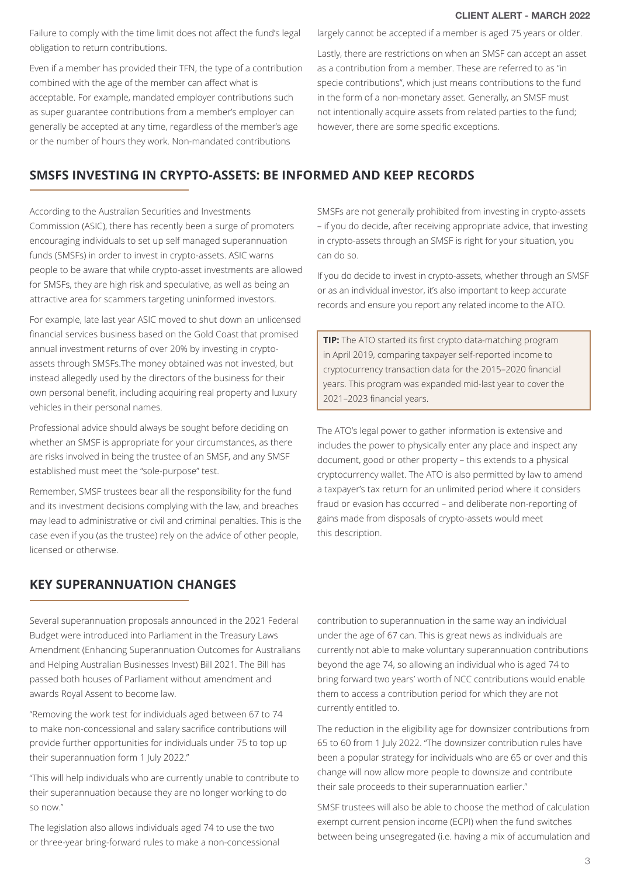Failure to comply with the time limit does not affect the fund's legal obligation to return contributions.

Even if a member has provided their TFN, the type of a contribution combined with the age of the member can affect what is acceptable. For example, mandated employer contributions such as super guarantee contributions from a member's employer can generally be accepted at any time, regardless of the member's age or the number of hours they work. Non-mandated contributions largely cannot be accepted if a member is aged 75 years or older.

Lastly, there are restrictions on when an SMSF can accept an asset as a contribution from a member. These are referred to as "in specie contributions", which just means contributions to the fund in the form of a non-monetary asset. Generally, an SMSF must not intentionally acquire assets from related parties to the fund; however, there are some specific exceptions.

## SMSFS INVESTING IN CRYPTO-ASSETS: BE INFORMED AND KEEP RECORDS

According to the Australian Securities and Investments Commission (ASIC), there has recently been a surge of promoters encouraging individuals to set up self managed superannuation funds (SMSFs) in order to invest in crypto-assets. ASIC warns people to be aware that while crypto-asset investments are allowed for SMSFs, they are high risk and speculative, as well as being an attractive area for scammers targeting uninformed investors.

For example, late last year ASIC moved to shut down an unlicensed financial services business based on the Gold Coast that promised annual investment returns of over 20% by investing in crypto-assets through SMSFs.The money obtained was not invested, but instead allegedly used by the directors of the business for their own personal benefit, including acquiring real property and luxury vehicles in their personal names.

Professional advice should always be sought before deciding on whether an SMSF is appropriate for your circumstances, as there are risks involved in being the trustee of an SMSF, and any SMSF established must meet the "sole-purpose" test.

Remember, SMSF trustees bear all the responsibility for the fund and its investment decisions complying with the law, and breaches may lead to administrative or civil and criminal penalties. This is the case even if you (as the trustee) rely on the advice of other people, licensed or otherwise.

SMSFs are not generally prohibited from investing in crypto-assets – if you do decide, after receiving appropriate advice, that investing in crypto-assets through an SMSF is right for your situation, you can do so.

If you do decide to invest in crypto-assets, whether through an SMSF or as an individual investor, it's also important to keep accurate records and ensure you report any related income to the ATO.

> **TIP:** The ATO started its first crypto data-matching program in April 2019, comparing taxpayer self-reported income to cryptocurrency transaction data for the 2015–2020 financial years. This program was expanded mid-last year to cover the 2021–2023 financial years.

The ATO's legal power to gather information is extensive and includes the power to physically enter any place and inspect any document, good or other property – this extends to a physical cryptocurrency wallet. The ATO is also permitted by law to amend a taxpayer's tax return for an unlimited period where it considers fraud or evasion has occurred – and deliberate non-reporting of gains made from disposals of crypto-assets would meet this description.

## KEY SUPERANNUATION CHANGES

Several superannuation proposals announced in the 2021 Federal Budget were introduced into Parliament in the Treasury Laws Amendment (Enhancing Superannuation Outcomes for Australians and Helping Australian Businesses Invest) Bill 2021. The Bill has passed both houses of Parliament without amendment and awards Royal Assent to become law.

"Removing the work test for individuals aged between 67 to 74 to make non-concessional and salary sacrifice contributions will provide further opportunities for individuals under 75 to top up their superannuation form 1 July 2022."

"This will help individuals who are currently unable to contribute to their superannuation because they are no longer working to do so now."

The legislation also allows individuals aged 74 to use the two or three-year bring-forward rules to make a non-concessional contribution to superannuation in the same way an individual under the age of 67 can. This is great news as individuals are currently not able to make voluntary superannuation contributions beyond the age 74, so allowing an individual who is aged 74 to bring forward two years' worth of NCC contributions would enable them to access a contribution period for which they are not currently entitled to.

The reduction in the eligibility age for downsizer contributions from 65 to 60 from 1 July 2022. "The downsizer contribution rules have been a popular strategy for individuals who are 65 or over and this change will now allow more people to downsize and contribute their sale proceeds to their superannuation earlier."

SMSF trustees will also be able to choose the method of calculation exempt current pension income (ECPI) when the fund switches between being unsegregated (i.e. having a mix of accumulation and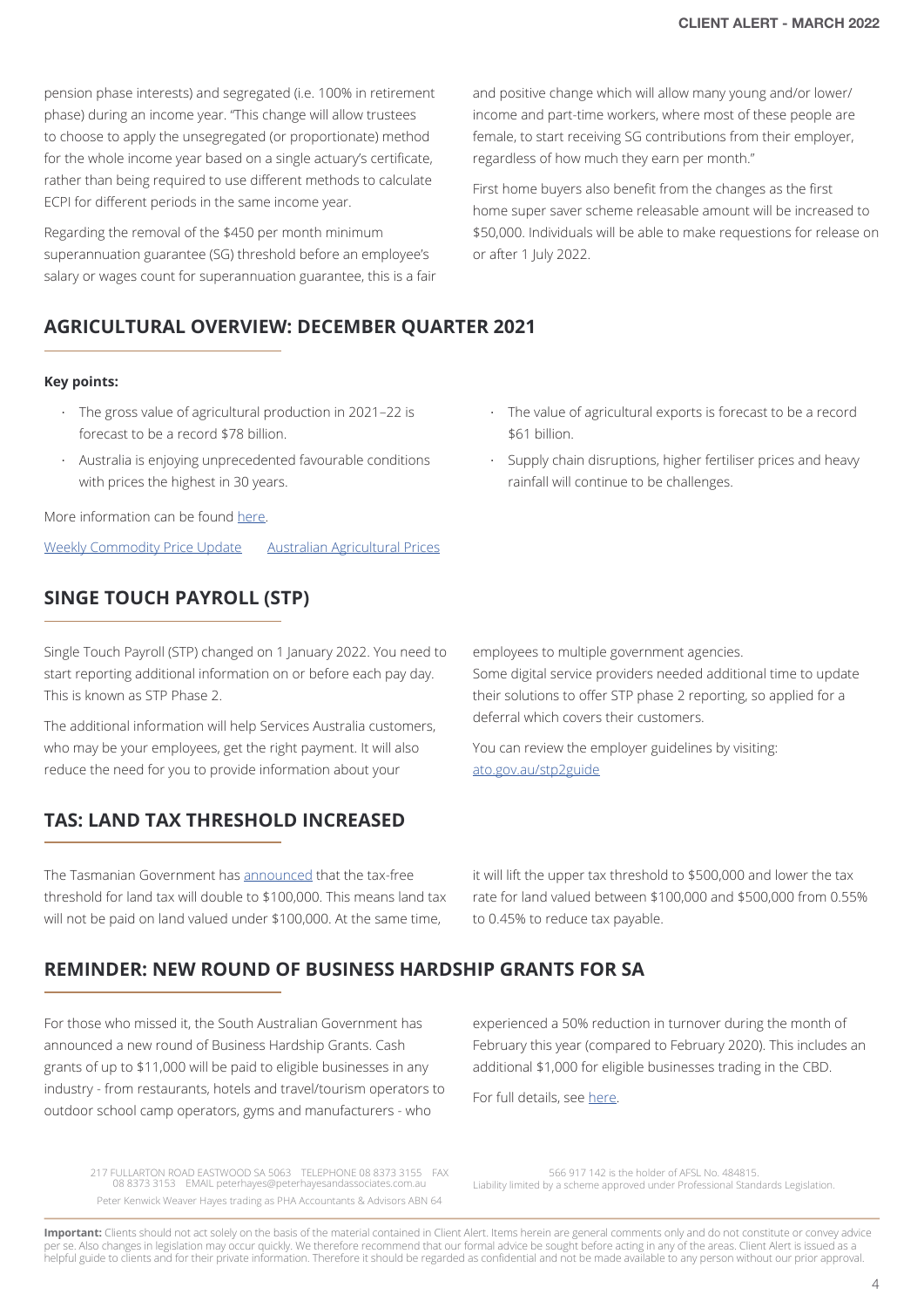pension phase interests) and segregated (i.e. 100% in retirement phase) during an income year. "This change will allow trustees to choose to apply the unsegregated (or proportionate) method for the whole income year based on a single actuary's certificate, rather than being required to use different methods to calculate ECPI for different periods in the same income year.

Regarding the removal of the $450 per month minimum superannuation guarantee (SG) threshold before an employee's salary or wages count for superannuation guarantee, this is a fair and positive change which will allow many young and/or lower/income and part-time workers, where most of these people are female, to start receiving SG contributions from their employer, regardless of how much they earn per month."

First home buyers also benefit from the changes as the first home super saver scheme releasable amount will be increased to $50,000. Individuals will be able to make requestions for release on or after 1 July 2022.

## AGRICULTURAL OVERVIEW: DECEMBER QUARTER 2021

**Key points:**

- The gross value of agricultural production in 2021–22 is forecast to be a record $78 billion.
- Australia is enjoying unprecedented favourable conditions with prices the highest in 30 years.
- The value of agricultural exports is forecast to be a record $61 billion.
- Supply chain disruptions, higher fertiliser prices and heavy rainfall will continue to be challenges.

More information can be found here.

Weekly Commodity Price Update    Australian Agricultural Prices

## SINGE TOUCH PAYROLL (STP)

Single Touch Payroll (STP) changed on 1 January 2022. You need to start reporting additional information on or before each pay day. This is known as STP Phase 2.

The additional information will help Services Australia customers, who may be your employees, get the right payment. It will also reduce the need for you to provide information about your employees to multiple government agencies.

Some digital service providers needed additional time to update their solutions to offer STP phase 2 reporting, so applied for a deferral which covers their customers.

You can review the employer guidelines by visiting: ato.gov.au/stp2guide

## TAS: LAND TAX THRESHOLD INCREASED

The Tasmanian Government has announced that the tax-free threshold for land tax will double to $100,000. This means land tax will not be paid on land valued under $100,000. At the same time, it will lift the upper tax threshold to $500,000 and lower the tax rate for land valued between $100,000 and $500,000 from 0.55% to 0.45% to reduce tax payable.

## REMINDER: NEW ROUND OF BUSINESS HARDSHIP GRANTS FOR SA

For those who missed it, the South Australian Government has announced a new round of Business Hardship Grants. Cash grants of up to $11,000 will be paid to eligible businesses in any industry - from restaurants, hotels and travel/tourism operators to outdoor school camp operators, gyms and manufacturers - who experienced a 50% reduction in turnover during the month of February this year (compared to February 2020). This includes an additional $1,000 for eligible businesses trading in the CBD.

For full details, see here.

217 FULLARTON ROAD EASTWOOD SA 5063 TELEPHONE 08 8373 3155 FAX 08 8373 3153 EMAIL peterhayes@peterhayesandassociates.com.au
Peter Kenwick Weaver Hayes trading as PHA Accountants & Advisors ABN 64 566 917 142 is the holder of AFSL No. 484815.
Liability limited by a scheme approved under Professional Standards Legislation.

**Important:** Clients should not act solely on the basis of the material contained in Client Alert. Items herein are general comments only and do not constitute or convey advice per se. Also changes in legislation may occur quickly. We therefore recommend that our formal advice be sought before acting in any of the areas. Client Alert is issued as a helpful guide to clients and for their private information. Therefore it should be regarded as confidential and not be made available to any person without our prior approval.